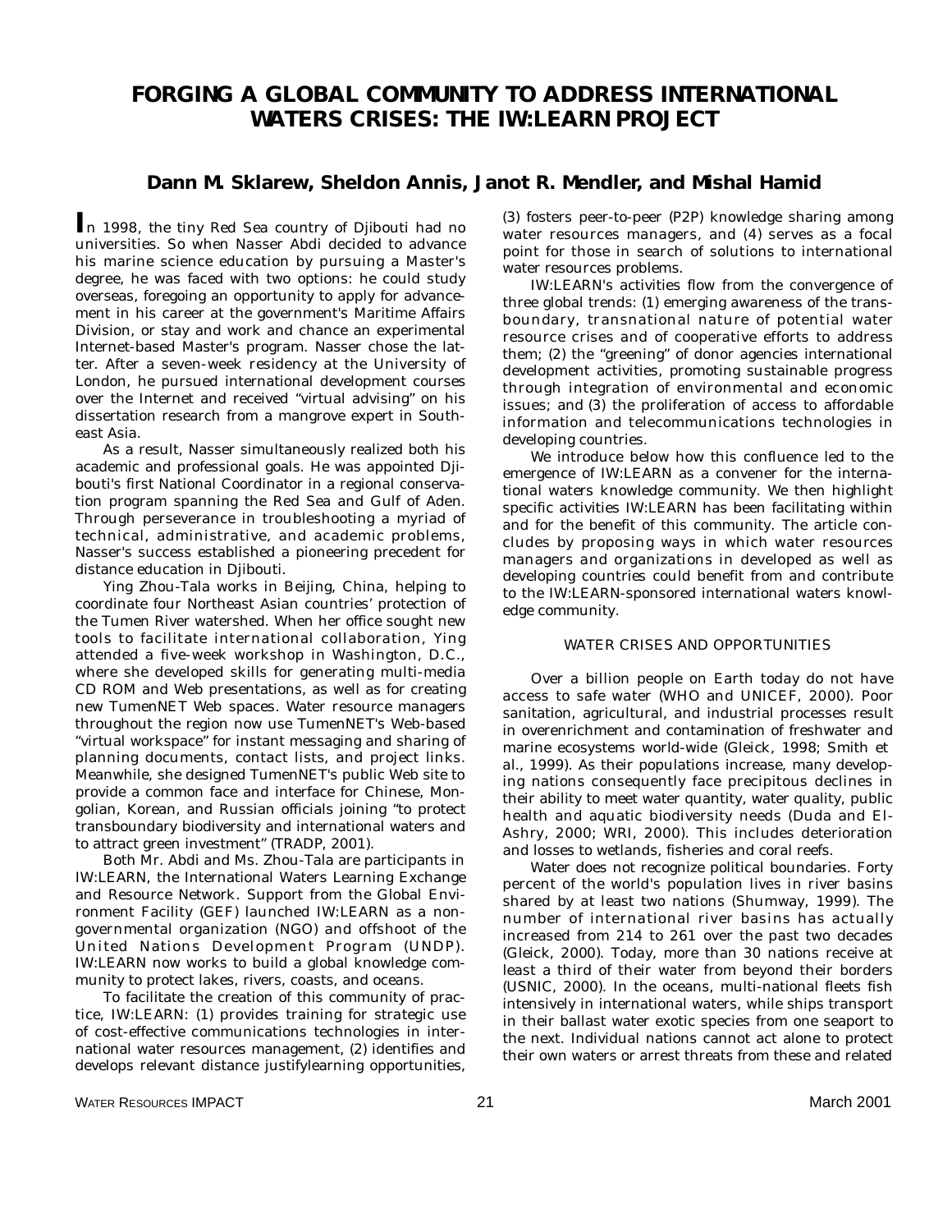# FORGING A GLOBAL COMMUNITY TO ADDRESS INTERNATIONAL WATERS CRISES: THE IW:LEARN PROJECT

## Dann M. Sklarew, Sheldon Annis, Janot R. Mendler, and Mishal Hamid

In 1998, the tiny Red Sea country of Djibouti had no universities. So when Nasser Abdi decided to advance his marine science education by pursuing a Master's degree, he was faced with two options: he could study overseas, foregoing an opportunity to apply for advancement in his career at the government's Maritime Affairs Division, or stay and work and chance an experimental Internet-based Master's program. Nasser chose the latter. After a seven-week residency at the University of London, he pursued international development courses over the Internet and received "virtual advising" on his dissertation research from a mangrove expert in Southeast Asia.

As a result, Nasser simultaneously realized both his academic and professional goals. He was appointed Djibouti's first National Coordinator in a regional conservation program spanning the Red Sea and Gulf of Aden. Through perseverance in troubleshooting a myriad of technical, administrative, and academic problems, Nasser's success established a pioneering precedent for distance education in Djibouti.

Ying Zhou-Tala works in Beijing, China, helping to coordinate four Northeast Asian countries' protection of the Tumen River watershed. When her office sought new tools to facilitate international collaboration, Ying attended a five-week workshop in Washington, D.C., where she developed skills for generating multi-media CD ROM and Web presentations, as well as for creating new TumenNET Web spaces. Water resource managers throughout the region now use TumenNET's Web-based "virtual workspace" for instant messaging and sharing of planning documents, contact lists, and project links. Meanwhile, she designed TumenNET's public Web site to provide a common face and interface for Chinese, Mongolian, Korean, and Russian officials joining "to protect transboundary biodiversity and international waters and to attract green investment" (TRADP, 2001).

Both Mr. Abdi and Ms. Zhou-Tala are participants in IW:LEARN, the International Waters Learning Exchange and Resource Network. Support from the Global Environment Facility (GEF) launched IW:LEARN as a nongovernmental organization (NGO) and offshoot of the United Nations Development Program (UNDP). IW:LEARN now works to build a global knowledge community to protect lakes, rivers, coasts, and oceans.

To facilitate the creation of this community of practice, IW:LEARN: (1) provides training for strategic use of cost-effective communications technologies in international water resources management, (2) identifies and develops relevant distance justifylearning opportunities, (3) fosters peer-to-peer (P2P) knowledge sharing among water resources managers, and (4) serves as a focal point for those in search of solutions to international water resources problems.

IW:LEARN's activities flow from the convergence of three global trends: (1) emerging awareness of the transboundary, transnational nature of potential water resource crises and of cooperative efforts to address them; (2) the "greening" of donor agencies international development activities, promoting sustainable progress through integration of environmental and economic issues; and (3) the proliferation of access to affordable information and telecommunications technologies in developing countries.

We introduce below how this confluence led to the emergence of IW:LEARN as a convener for the international waters knowledge community. We then highlight specific activities IW:LEARN has been facilitating within and for the benefit of this community. The article concludes by proposing ways in which water resources managers and organizations in developed as well as developing countries could benefit from and contribute to the IW:LEARN-sponsored international waters knowledge community.

### WATER CRISES AND OPPORTUNITIES

Over a billion people on Earth today do not have access to safe water (WHO and UNICEF, 2000). Poor sanitation, agricultural, and industrial processes result in overenrichment and contamination of freshwater and marine ecosystems world-wide (Gleick, 1998; Smith et al., 1999). As their populations increase, many developing nations consequently face precipitous declines in their ability to meet water quantity, water quality, public health and aquatic biodiversity needs (Duda and El-Ashry, 2000; WRI, 2000). This includes deterioration and losses to wetlands, fisheries and coral reefs.

Water does not recognize political boundaries. Forty percent of the world's population lives in river basins shared by at least two nations (Shumway, 1999). The number of international river basins has actually increased from 214 to 261 over the past two decades (Gleick, 2000). Today, more than 30 nations receive at least a third of their water from beyond their borders (USNIC, 2000). In the oceans, multi-national fleets fish intensively in international waters, while ships transport in their ballast water exotic species from one seaport to the next. Individual nations cannot act alone to protect their own waters or arrest threats from these and related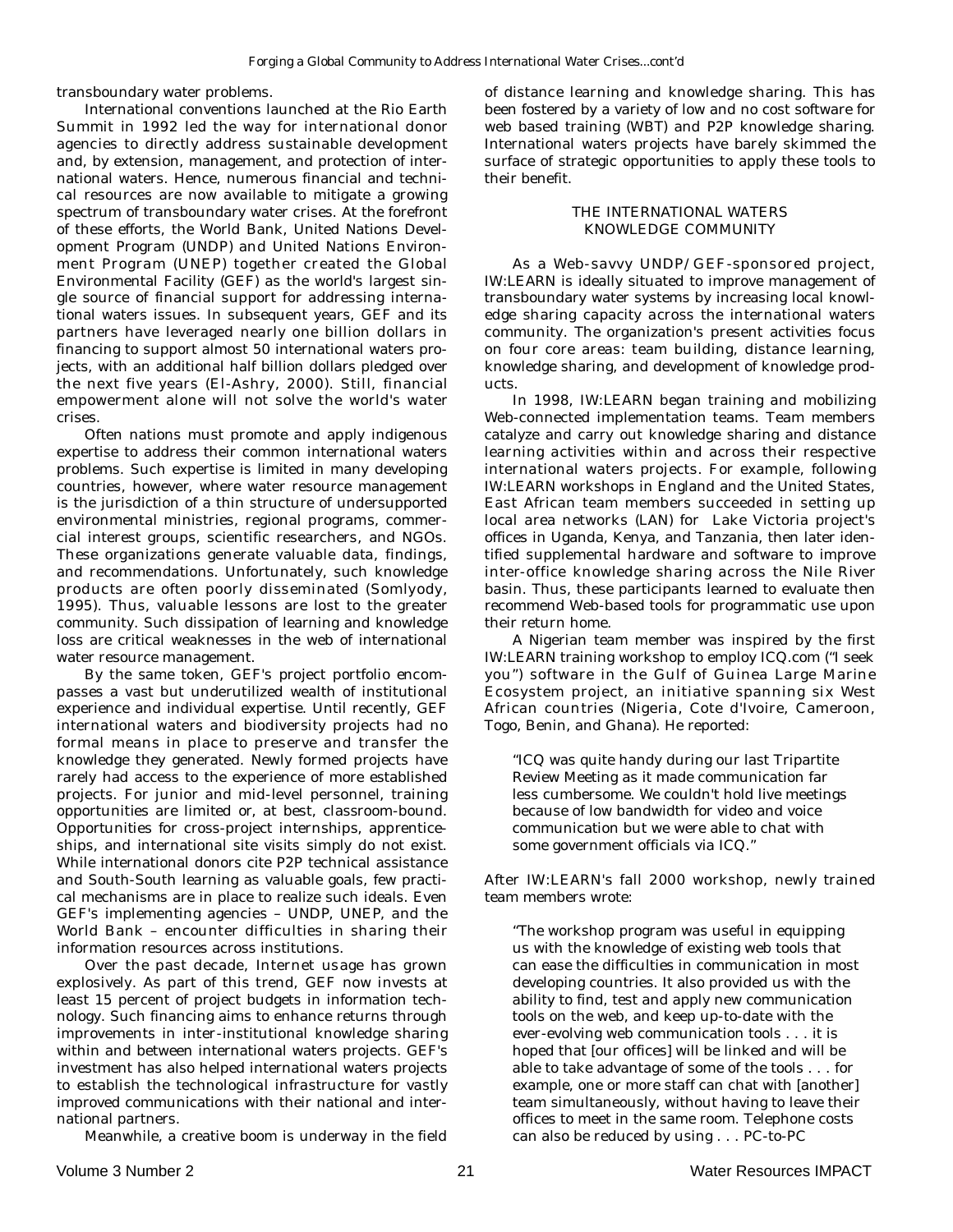transboundary water problems.

International conventions launched at the Rio Earth Summit in 1992 led the way for international donor agencies to directly address sustainable development and, by extension, management, and protection of international waters. Hence, numerous financial and technical resources are now available to mitigate a growing spectrum of transboundary water crises. At the forefront of these efforts, the World Bank, United Nations Development Program (UNDP) and United Nations Environment Program (UNEP) together created the Global Environmental Facility (GEF) as the world's largest single source of financial support for addressing international waters issues. In subsequent years, GEF and its partners have leveraged nearly one billion dollars in financing to support almost 50 international waters projects, with an additional half billion dollars pledged over the next five years (El-Ashry, 2000). Still, financial empowerment alone will not solve the world's water crises.

Often nations must promote and apply indigenous expertise to address their common international waters problems. Such expertise is limited in many developing countries, however, where water resource management is the jurisdiction of a thin structure of undersupported environmental ministries, regional programs, commercial interest groups, scientific researchers, and NGOs. These organizations generate valuable data, findings, and recommendations. Unfortunately, such knowledge products are often poorly disseminated (Somlyody, 1995). Thus, valuable lessons are lost to the greater community. Such dissipation of learning and knowledge loss are critical weaknesses in the web of international water resource management.

By the same token, GEF's project portfolio encompasses a vast but underutilized wealth of institutional experience and individual expertise. Until recently, GEF international waters and biodiversity projects had no formal means in place to preserve and transfer the knowledge they generated. Newly formed projects have rarely had access to the experience of more established projects. For junior and mid-level personnel, training opportunities are limited or, at best, classroom-bound. Opportunities for cross-project internships, apprenticeships, and international site visits simply do not exist. While international donors cite P2P technical assistance and South-South learning as valuable goals, few practical mechanisms are in place to realize such ideals. Even GEF's implementing agencies – UNDP, UNEP, and the World Bank – encounter difficulties in sharing their information resources across institutions.

Over the past decade, Internet usage has grown explosively. As part of this trend, GEF now invests at least 15 percent of project budgets in information technology. Such financing aims to enhance returns through improvements in inter-institutional knowledge sharing within and between international waters projects. GEF's investment has also helped international waters projects to establish the technological infrastructure for vastly improved communications with their national and international partners.

Meanwhile, a creative boom is underway in the field of distance learning and knowledge sharing. This has been fostered by a variety of low and no cost software for web based training (WBT) and P2P knowledge sharing. International waters projects have barely skimmed the surface of strategic opportunities to apply these tools to their benefit.

## THE INTERNATIONAL WATERS KNOWLEDGE COMMUNITY

As a Web-savvy UNDP/GEF-sponsored project, IW:LEARN is ideally situated to improve management of transboundary water systems by increasing local knowledge sharing capacity across the international waters community. The organization's present activities focus on four core areas: team building, distance learning, knowledge sharing, and development of knowledge products.

In 1998, IW:LEARN began training and mobilizing Web-connected implementation teams. Team members catalyze and carry out knowledge sharing and distance learning activities within and across their respective international waters projects. For example, following IW:LEARN workshops in England and the United States, East African team members succeeded in setting up local area networks (LAN) for Lake Victoria project's offices in Uganda, Kenya, and Tanzania, then later identified supplemental hardware and software to improve inter-office knowledge sharing across the Nile River basin. Thus, these participants learned to evaluate then recommend Web-based tools for programmatic use upon their return home.

A Nigerian team member was inspired by the first IW:LEARN training workshop to employ ICQ.com ("I seek you") software in the Gulf of Guinea Large Marine Ecosystem project, an initiative spanning six West African countries (Nigeria, Cote d'Ivoire, Cameroon, Togo, Benin, and Ghana). He reported:

> "ICQ was quite handy during our last Tripartite Review Meeting as it made communication far less cumbersome. We couldn't hold live meetings because of low bandwidth for video and voice communication but we were able to chat with some government officials via ICQ."

After IW:LEARN's fall 2000 workshop, newly trained team members wrote:

> "The workshop program was useful in equipping us with the knowledge of existing web tools that can ease the difficulties in communication in most developing countries. It also provided us with the ability to find, test and apply new communication tools on the web, and keep up-to-date with the ever-evolving web communication tools . . . it is hoped that [our offices] will be linked and will be able to take advantage of some of the tools . . . for example, one or more staff can chat with [another] team simultaneously, without having to leave their offices to meet in the same room. Telephone costs can also be reduced by using . . . PC-to-PC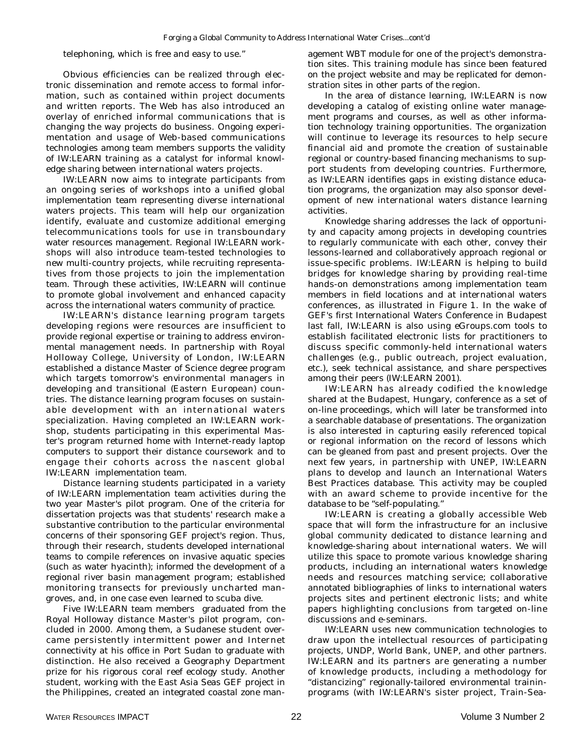telephoning, which is free and easy to use."

Obvious efficiencies can be realized through electronic dissemination and remote access to formal information, such as contained within project documents and written reports. The Web has also introduced an overlay of enriched informal communications that is changing the way projects do business. Ongoing experimentation and usage of Web-based communications technologies among team members supports the validity of IW:LEARN training as a catalyst for informal knowledge sharing between international waters projects.

IW:LEARN now aims to integrate participants from an ongoing series of workshops into a unified global implementation team representing diverse international waters projects. This team will help our organization identify, evaluate and customize additional emerging telecommunications tools for use in transboundary water resources management. Regional IW:LEARN workshops will also introduce team-tested technologies to new multi-country projects, while recruiting representatives from those projects to join the implementation team. Through these activities, IW:LEARN will continue to promote global involvement and enhanced capacity across the international waters community of practice.

IW:LEARN's distance learning program targets developing regions were resources are insufficient to provide regional expertise or training to address environmental management needs. In partnership with Royal Holloway College, University of London, IW:LEARN established a distance Master of Science degree program which targets tomorrow's environmental managers in developing and transitional (Eastern European) countries. The distance learning program focuses on sustainable development with an international waters specialization. Having completed an IW:LEARN workshop, students participating in this experimental Master's program returned home with Internet-ready laptop computers to support their distance coursework and to engage their cohorts across the nascent global IW:LEARN implementation team.

Distance learning students participated in a variety of IW:LEARN implementation team activities during the two year Master's pilot program. One of the criteria for dissertation projects was that students' research make a substantive contribution to the particular environmental concerns of their sponsoring GEF project's region. Thus, through their research, students developed international teams to compile references on invasive aquatic species (such as water hyacinth); informed the development of a regional river basin management program; established monitoring transects for previously uncharted mangroves, and, in one case even learned to scuba dive.

Five IW:LEARN team members graduated from the Royal Holloway distance Master's pilot program, concluded in 2000. Among them, a Sudanese student overcame persistently intermittent power and Internet connectivity at his office in Port Sudan to graduate with distinction. He also received a Geography Department prize for his rigorous coral reef ecology study. Another student, working with the East Asia Seas GEF project in the Philippines, created an integrated coastal zone management WBT module for one of the project's demonstration sites. This training module has since been featured on the project website and may be replicated for demonstration sites in other parts of the region.

In the area of distance learning, IW:LEARN is now developing a catalog of existing online water management programs and courses, as well as other information technology training opportunities. The organization will continue to leverage its resources to help secure financial aid and promote the creation of sustainable regional or country-based financing mechanisms to support students from developing countries. Furthermore, as IW:LEARN identifies gaps in existing distance education programs, the organization may also sponsor development of new international waters distance learning activities.

Knowledge sharing addresses the lack of opportunity and capacity among projects in developing countries to regularly communicate with each other, convey their lessons-learned and collaboratively approach regional or issue-specific problems. IW:LEARN is helping to build bridges for knowledge sharing by providing real-time hands-on demonstrations among implementation team members in field locations and at international waters conferences, as illustrated in Figure 1. In the wake of GEF's first International Waters Conference in Budapest last fall, IW:LEARN is also using eGroups.com tools to establish facilitated electronic lists for practitioners to discuss specific commonly-held international waters challenges (e.g., public outreach, project evaluation, etc.), seek technical assistance, and share perspectives among their peers (IW:LEARN 2001).

IW:LEARN has already codified the knowledge shared at the Budapest, Hungary, conference as a set of on-line proceedings, which will later be transformed into a searchable database of presentations. The organization is also interested in capturing easily referenced topical or regional information on the record of lessons which can be gleaned from past and present projects. Over the next few years, in partnership with UNEP, IW:LEARN plans to develop and launch an International Waters Best Practices database. This activity may be coupled with an award scheme to provide incentive for the database to be "self-populating."

IW:LEARN is creating a globally accessible Web space that will form the infrastructure for an inclusive global community dedicated to distance learning and knowledge-sharing about international waters. We will utilize this space to promote various knowledge sharing products, including an international waters knowledge needs and resources matching service; collaborative annotated bibliographies of links to international waters projects sites and pertinent electronic lists; and white papers highlighting conclusions from targeted on-line discussions and e-seminars.

IW:LEARN uses new communication technologies to draw upon the intellectual resources of participating projects, UNDP, World Bank, UNEP, and other partners. IW:LEARN and its partners are generating a number of knowledge products, including a methodology for "distancizing" regionally-tailored environmental traininprograms (with IW:LEARN's sister project, Train-Sea-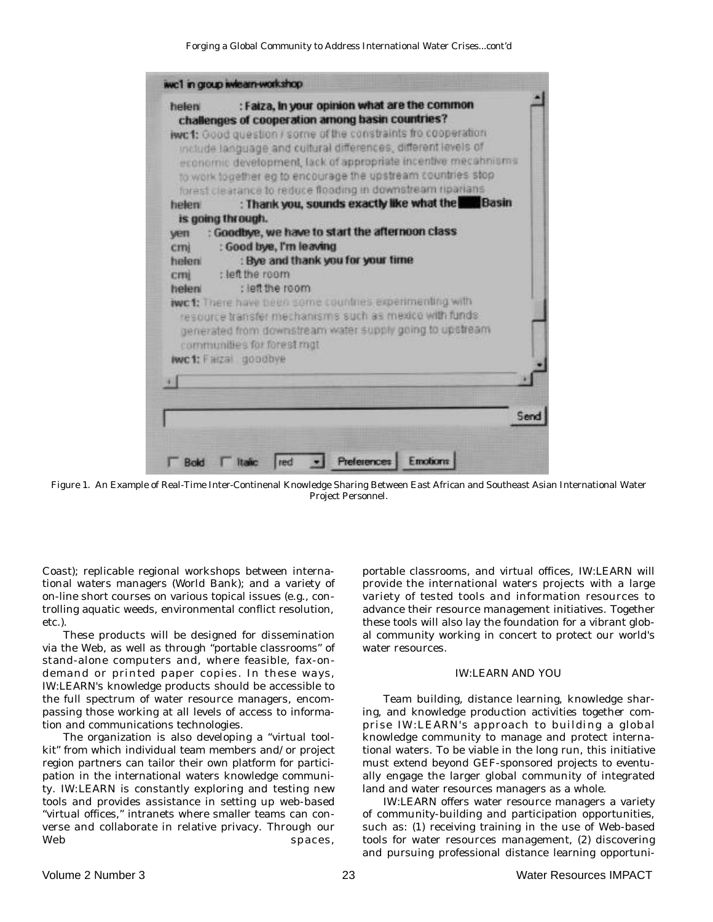Figure 1. An Example of Real-Time Inter-Continenal Knowledge Sharing Between East African and Southeast Asian International Water Project Personnel.

Coast); replicable regional workshops between international waters managers (World Bank); and a variety of on-line short courses on various topical issues (e.g., controlling aquatic weeds, environmental conflict resolution, etc.).

These products will be designed for dissemination via the Web, as well as through "portable classrooms" of stand-alone computers and, where feasible, fax-on-demand or printed paper copies. In these ways, IW:LEARN's knowledge products should be accessible to the full spectrum of water resource managers, encompassing those working at all levels of access to information and communications technologies.

The organization is also developing a "virtual toolkit" from which individual team members and/or project region partners can tailor their own platform for participation in the international waters knowledge community. IW:LEARN is constantly exploring and testing new tools and provides assistance in setting up web-based "virtual offices," intranets where smaller teams can converse and collaborate in relative privacy. Through our Web spaces, portable classrooms, and virtual offices, IW:LEARN will provide the international waters projects with a large variety of tested tools and information resources to advance their resource management initiatives. Together these tools will also lay the foundation for a vibrant global community working in concert to protect our world's water resources.

## IW:LEARN AND YOU

Team building, distance learning, knowledge sharing, and knowledge production activities together comprise IW:LEARN's approach to building a global knowledge community to manage and protect international waters. To be viable in the long run, this initiative must extend beyond GEF-sponsored projects to eventually engage the larger global community of integrated land and water resources managers as a whole.

IW:LEARN offers water resource managers a variety of community-building and participation opportunities, such as: (1) receiving training in the use of Web-based tools for water resources management, (2) discovering and pursuing professional distance learning opportuni-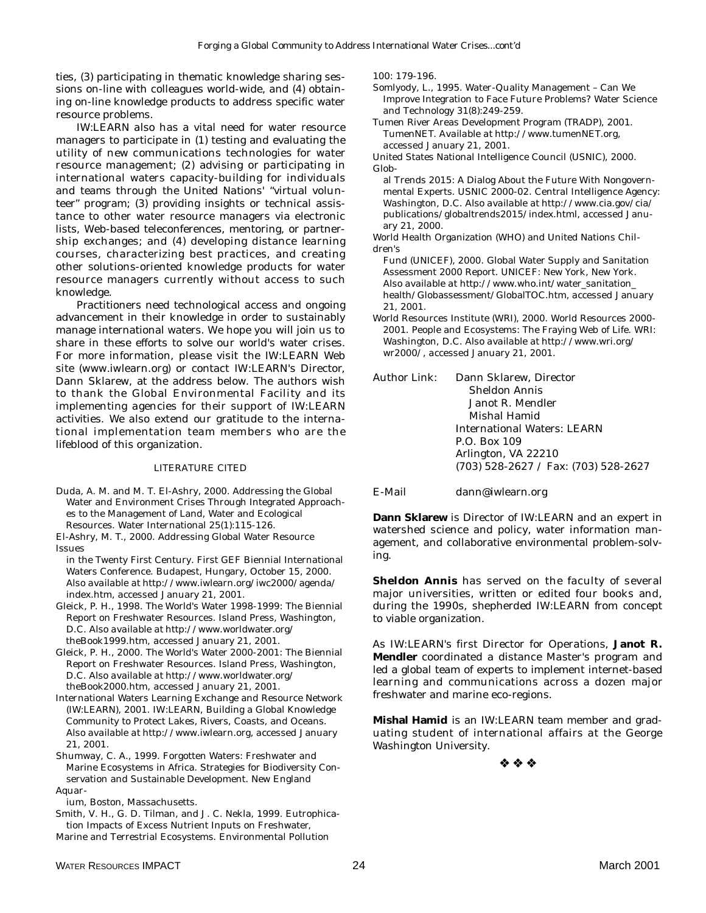ties, (3) participating in thematic knowledge sharing sessions on-line with colleagues world-wide, and (4) obtaining on-line knowledge products to address specific water resource problems.

IW:LEARN also has a vital need for water resource managers to participate in (1) testing and evaluating the utility of new communications technologies for water resource management; (2) advising or participating in international waters capacity-building for individuals and teams through the United Nations' "virtual volunteer" program; (3) providing insights or technical assistance to other water resource managers via electronic lists, Web-based teleconferences, mentoring, or partnership exchanges; and (4) developing distance learning courses, characterizing best practices, and creating other solutions-oriented knowledge products for water resource managers currently without access to such knowledge.

Practitioners need technological access and ongoing advancement in their knowledge in order to sustainably manage international waters. We hope you will join us to share in these efforts to solve our world's water crises. For more information, please visit the IW:LEARN Web site (www.iwlearn.org) or contact IW:LEARN's Director, Dann Sklarew, at the address below. The authors wish to thank the Global Environmental Facility and its implementing agencies for their support of IW:LEARN activities. We also extend our gratitude to the international implementation team members who are the lifeblood of this organization.

## LITERATURE CITED

Duda, A. M. and M. T. El-Ashry, 2000. Addressing the Global Water and Environment Crises Through Integrated Approaches to the Management of Land, Water and Ecological Resources. Water International 25(1):115-126.

El-Ashry, M. T., 2000. Addressing Global Water Resource Issues in the Twenty First Century. First GEF Biennial International Waters Conference. Budapest, Hungary, October 15, 2000. Also available at http://www.iwlearn.org/iwc2000/agenda/index.htm, accessed January 21, 2001.

Gleick, P. H., 1998. The World's Water 1998-1999: The Biennial Report on Freshwater Resources. Island Press, Washington, D.C. Also available at http://www.worldwater.org/theBook1999.htm, accessed January 21, 2001.

Gleick, P. H., 2000. The World's Water 2000-2001: The Biennial Report on Freshwater Resources. Island Press, Washington, D.C. Also available at http://www.worldwater.org/theBook2000.htm, accessed January 21, 2001.

International Waters Learning Exchange and Resource Network (IW:LEARN), 2001. IW:LEARN, Building a Global Knowledge Community to Protect Lakes, Rivers, Coasts, and Oceans. Also available at http://www.iwlearn.org, accessed January 21, 2001.

Shumway, C. A., 1999. Forgotten Waters: Freshwater and Marine Ecosystems in Africa. Strategies for Biodiversity Conservation and Sustainable Development. New England Aquarium, Boston, Massachusetts.

Smith, V. H., G. D. Tilman, and J. C. Nekla, 1999. Eutrophication Impacts of Excess Nutrient Inputs on Freshwater, Marine and Terrestrial Ecosystems. Environmental Pollution 100: 179-196.

Somlyody, L., 1995. Water-Quality Management – Can We Improve Integration to Face Future Problems? Water Science and Technology 31(8):249-259.

Tumen River Areas Development Program (TRADP), 2001. TumenNET. Available at http://www.tumenNET.org, accessed January 21, 2001.

United States National Intelligence Council (USNIC), 2000. Global Trends 2015: A Dialog About the Future With Nongovernmental Experts. USNIC 2000-02. Central Intelligence Agency: Washington, D.C. Also available at http://www.cia.gov/cia/publications/globaltrends2015/index.html, accessed January 21, 2000.

World Health Organization (WHO) and United Nations Children's Fund (UNICEF), 2000. Global Water Supply and Sanitation Assessment 2000 Report. UNICEF: New York, New York. Also available at http://www.who.int/water_sanitation_health/Globassessment/GlobalTOC.htm, accessed January 21, 2001.

World Resources Institute (WRI), 2000. World Resources 2000-2001. People and Ecosystems: The Fraying Web of Life. WRI: Washington, D.C. Also available at http://www.wri.org/wr2000/, accessed January 21, 2001.

Author Link: Dann Sklarew, Director
Sheldon Annis
Janot R. Mendler
Mishal Hamid
International Waters: LEARN
P.O. Box 109
Arlington, VA 22210
(703) 528-2627 / Fax: (703) 528-2627

E-Mail dann@iwlearn.org

**Dann Sklarew** is Director of IW:LEARN and an expert in watershed science and policy, water information management, and collaborative environmental problem-solving.

**Sheldon Annis** has served on the faculty of several major universities, written or edited four books and, during the 1990s, shepherded IW:LEARN from concept to viable organization.

As IW:LEARN's first Director for Operations, **Janot R. Mendler** coordinated a distance Master's program and led a global team of experts to implement internet-based learning and communications across a dozen major freshwater and marine eco-regions.

**Mishal Hamid** is an IW:LEARN team member and graduating student of international affairs at the George Washington University.

❖ ❖ ❖